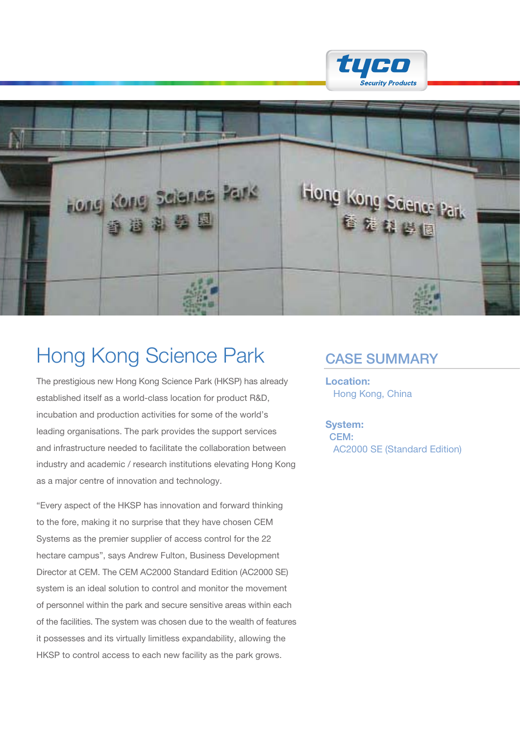# Hong Kong Science Park

The prestigious new Hong Kong Science Park (HKSP) has already established itself as a world-class location for product R&D, incubation and production activities for some of the world's leading organisations. The park provides the support services and infrastructure needed to facilitate the collaboration between industry and academic / research institutions elevating Hong Kong as a major centre of innovation and technology.

"Every aspect of the HKSP has innovation and forward thinking to the fore, making it no surprise that they have chosen CEM Systems as the premier supplier of access control for the 22 hectare campus", says Andrew Fulton, Business Development Director at CEM. The CEM AC2000 Standard Edition (AC2000 SE) system is an ideal solution to control and monitor the movement of personnel within the park and secure sensitive areas within each of the facilities. The system was chosen due to the wealth of features it possesses and its virtually limitless expandability, allowing the HKSP to control access to each new facility as the park grows.

## CASE SUMMARY

**Location:**
Hong Kong, China

**System:**
CEM:
AC2000 SE (Standard Edition)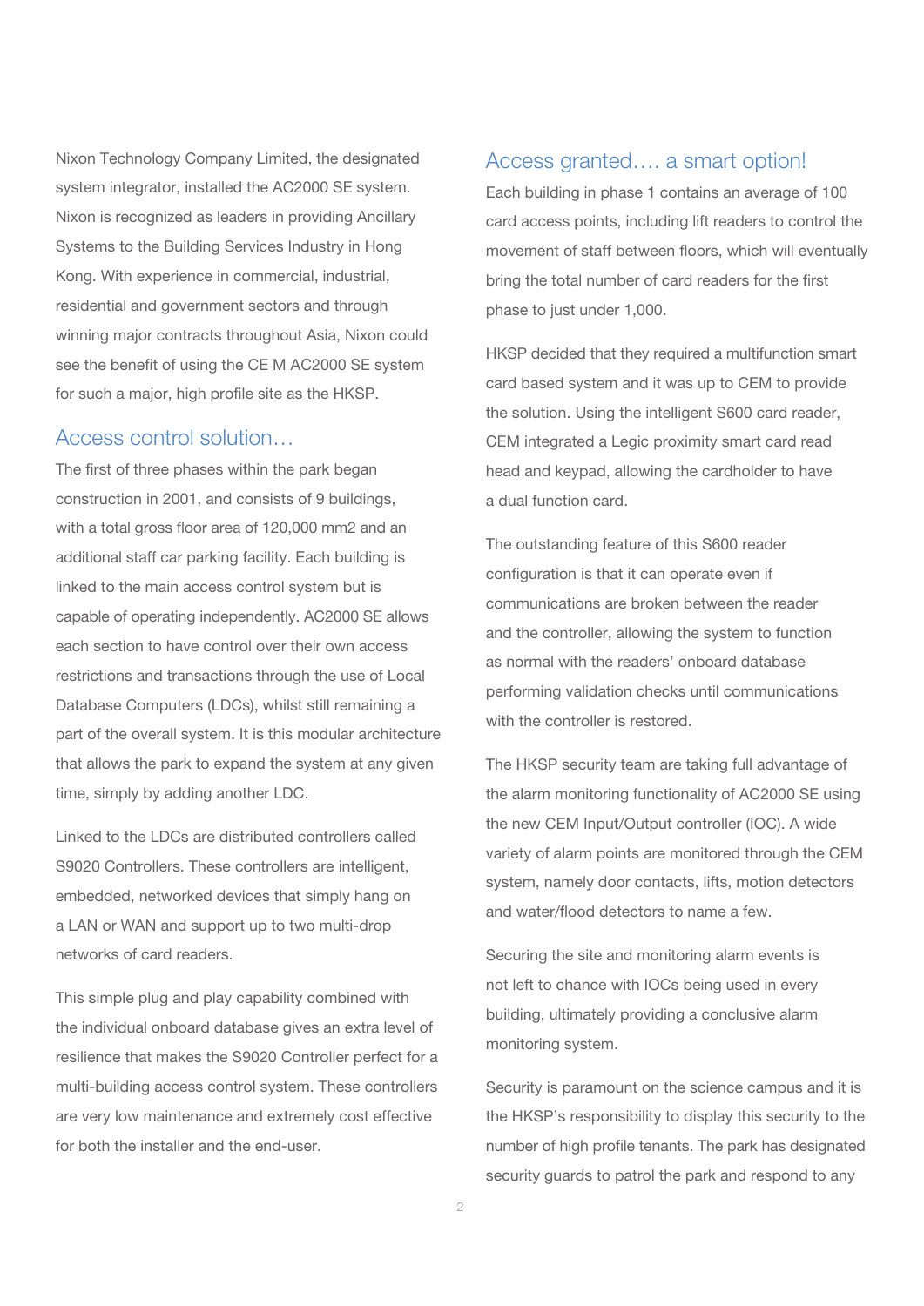Nixon Technology Company Limited, the designated system integrator, installed the AC2000 SE system. Nixon is recognized as leaders in providing Ancillary Systems to the Building Services Industry in Hong Kong. With experience in commercial, industrial, residential and government sectors and through winning major contracts throughout Asia, Nixon could see the benefit of using the CE M AC2000 SE system for such a major, high profile site as the HKSP.

## Access control solution…

The first of three phases within the park began construction in 2001, and consists of 9 buildings, with a total gross floor area of 120,000 mm2 and an additional staff car parking facility. Each building is linked to the main access control system but is capable of operating independently. AC2000 SE allows each section to have control over their own access restrictions and transactions through the use of Local Database Computers (LDCs), whilst still remaining a part of the overall system. It is this modular architecture that allows the park to expand the system at any given time, simply by adding another LDC.

Linked to the LDCs are distributed controllers called S9020 Controllers. These controllers are intelligent, embedded, networked devices that simply hang on a LAN or WAN and support up to two multi-drop networks of card readers.

This simple plug and play capability combined with the individual onboard database gives an extra level of resilience that makes the S9020 Controller perfect for a multi-building access control system. These controllers are very low maintenance and extremely cost effective for both the installer and the end-user.

## Access granted…. a smart option!

Each building in phase 1 contains an average of 100 card access points, including lift readers to control the movement of staff between floors, which will eventually bring the total number of card readers for the first phase to just under 1,000.

HKSP decided that they required a multifunction smart card based system and it was up to CEM to provide the solution. Using the intelligent S600 card reader, CEM integrated a Legic proximity smart card read head and keypad, allowing the cardholder to have a dual function card.

The outstanding feature of this S600 reader configuration is that it can operate even if communications are broken between the reader and the controller, allowing the system to function as normal with the readers' onboard database performing validation checks until communications with the controller is restored.

The HKSP security team are taking full advantage of the alarm monitoring functionality of AC2000 SE using the new CEM Input/Output controller (IOC). A wide variety of alarm points are monitored through the CEM system, namely door contacts, lifts, motion detectors and water/flood detectors to name a few.

Securing the site and monitoring alarm events is not left to chance with IOCs being used in every building, ultimately providing a conclusive alarm monitoring system.

Security is paramount on the science campus and it is the HKSP's responsibility to display this security to the number of high profile tenants. The park has designated security guards to patrol the park and respond to any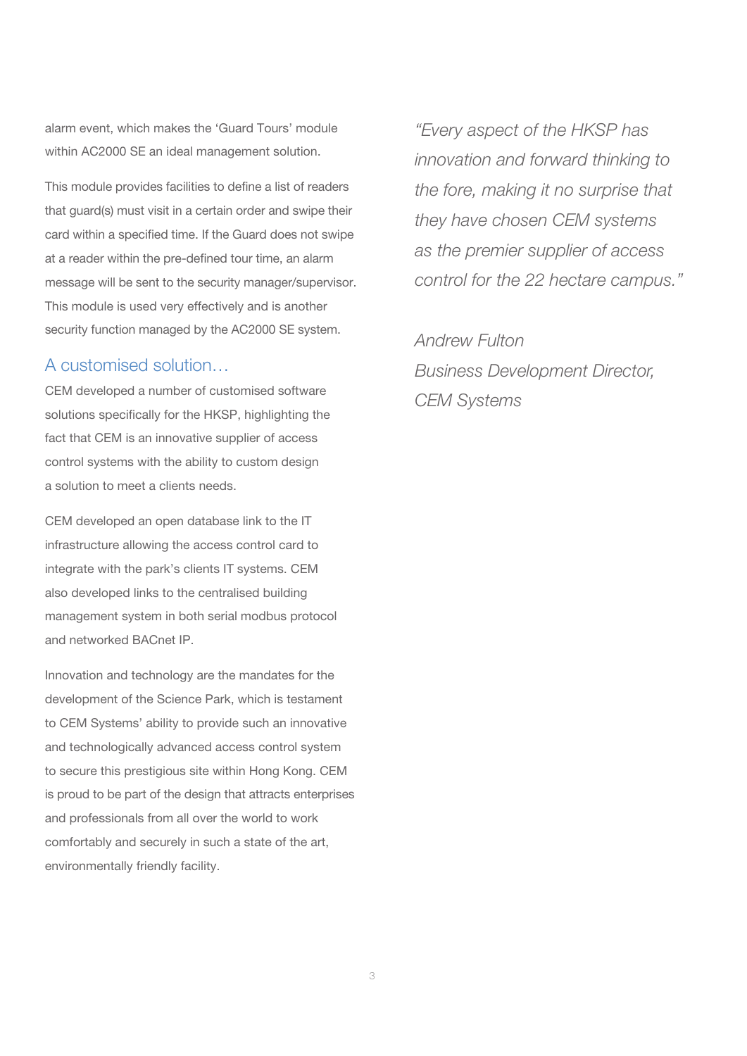alarm event, which makes the 'Guard Tours' module within AC2000 SE an ideal management solution.

This module provides facilities to define a list of readers that guard(s) must visit in a certain order and swipe their card within a specified time. If the Guard does not swipe at a reader within the pre-defined tour time, an alarm message will be sent to the security manager/supervisor. This module is used very effectively and is another security function managed by the AC2000 SE system.

## A customised solution…

CEM developed a number of customised software solutions specifically for the HKSP, highlighting the fact that CEM is an innovative supplier of access control systems with the ability to custom design a solution to meet a clients needs.

CEM developed an open database link to the IT infrastructure allowing the access control card to integrate with the park's clients IT systems. CEM also developed links to the centralised building management system in both serial modbus protocol and networked BACnet IP.

Innovation and technology are the mandates for the development of the Science Park, which is testament to CEM Systems' ability to provide such an innovative and technologically advanced access control system to secure this prestigious site within Hong Kong. CEM is proud to be part of the design that attracts enterprises and professionals from all over the world to work comfortably and securely in such a state of the art, environmentally friendly facility.

*"Every aspect of the HKSP has innovation and forward thinking to the fore, making it no surprise that they have chosen CEM systems as the premier supplier of access control for the 22 hectare campus."*

*Andrew Fulton*
*Business Development Director, CEM Systems*